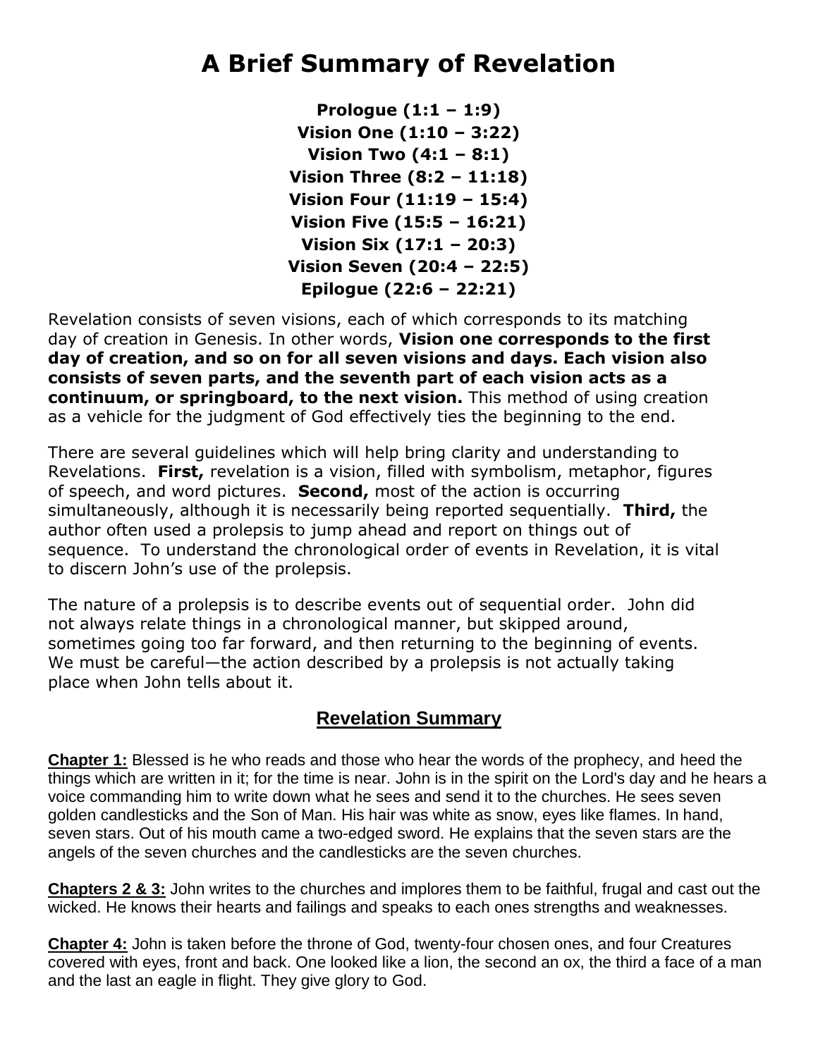# A Brief Summary of Revelation

**Prologue (1:1 – 1:9)**
**Vision One (1:10 – 3:22)**
**Vision Two (4:1 – 8:1)**
**Vision Three (8:2 – 11:18)**
**Vision Four (11:19 – 15:4)**
**Vision Five (15:5 – 16:21)**
**Vision Six (17:1 – 20:3)**
**Vision Seven (20:4 – 22:5)**
**Epilogue (22:6 – 22:21)**

Revelation consists of seven visions, each of which corresponds to its matching day of creation in Genesis. In other words, **Vision one corresponds to the first day of creation, and so on for all seven visions and days. Each vision also consists of seven parts, and the seventh part of each vision acts as a continuum, or springboard, to the next vision.** This method of using creation as a vehicle for the judgment of God effectively ties the beginning to the end.

There are several guidelines which will help bring clarity and understanding to Revelations. **First,** revelation is a vision, filled with symbolism, metaphor, figures of speech, and word pictures. **Second,** most of the action is occurring simultaneously, although it is necessarily being reported sequentially. **Third,** the author often used a prolepsis to jump ahead and report on things out of sequence. To understand the chronological order of events in Revelation, it is vital to discern John's use of the prolepsis.

The nature of a prolepsis is to describe events out of sequential order. John did not always relate things in a chronological manner, but skipped around, sometimes going too far forward, and then returning to the beginning of events. We must be careful—the action described by a prolepsis is not actually taking place when John tells about it.

## Revelation Summary

**Chapter 1:** Blessed is he who reads and those who hear the words of the prophecy, and heed the things which are written in it; for the time is near. John is in the spirit on the Lord's day and he hears a voice commanding him to write down what he sees and send it to the churches. He sees seven golden candlesticks and the Son of Man. His hair was white as snow, eyes like flames. In hand, seven stars. Out of his mouth came a two-edged sword. He explains that the seven stars are the angels of the seven churches and the candlesticks are the seven churches.

**Chapters 2 & 3:** John writes to the churches and implores them to be faithful, frugal and cast out the wicked. He knows their hearts and failings and speaks to each ones strengths and weaknesses.

**Chapter 4:** John is taken before the throne of God, twenty-four chosen ones, and four Creatures covered with eyes, front and back. One looked like a lion, the second an ox, the third a face of a man and the last an eagle in flight. They give glory to God.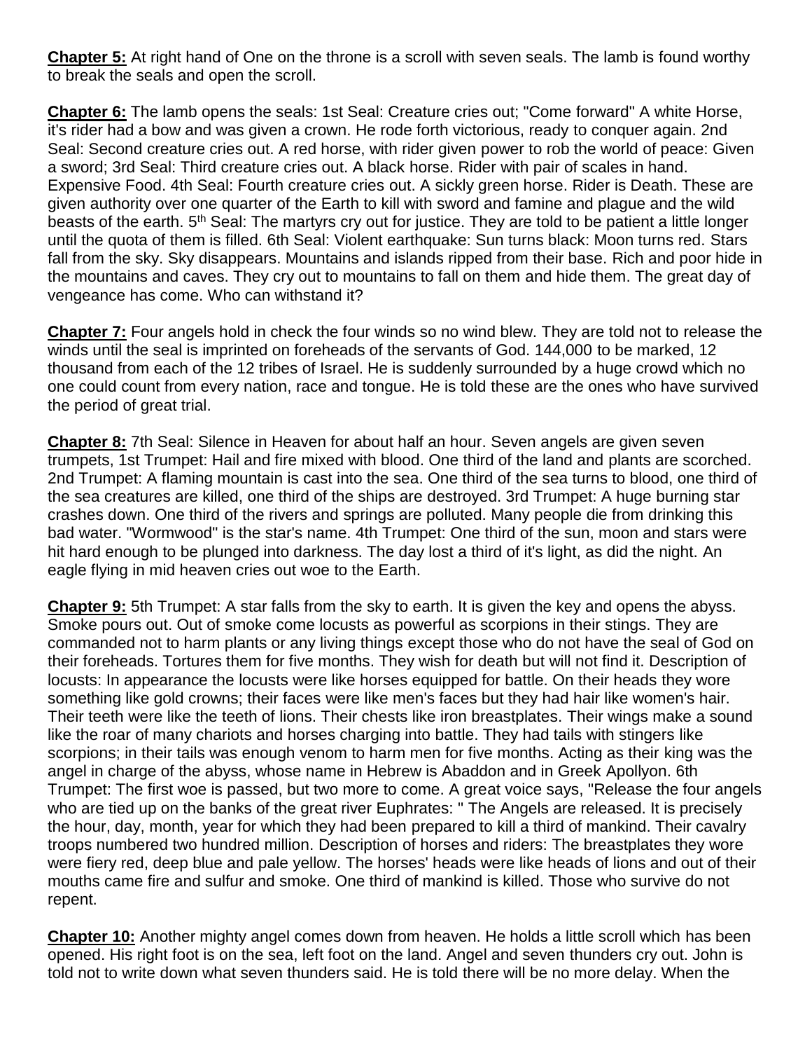**Chapter 5:** At right hand of One on the throne is a scroll with seven seals. The lamb is found worthy to break the seals and open the scroll.

**Chapter 6:** The lamb opens the seals: 1st Seal: Creature cries out; "Come forward" A white Horse, it's rider had a bow and was given a crown. He rode forth victorious, ready to conquer again. 2nd Seal: Second creature cries out. A red horse, with rider given power to rob the world of peace: Given a sword; 3rd Seal: Third creature cries out. A black horse. Rider with pair of scales in hand. Expensive Food. 4th Seal: Fourth creature cries out. A sickly green horse. Rider is Death. These are given authority over one quarter of the Earth to kill with sword and famine and plague and the wild beasts of the earth. 5th Seal: The martyrs cry out for justice. They are told to be patient a little longer until the quota of them is filled. 6th Seal: Violent earthquake: Sun turns black: Moon turns red. Stars fall from the sky. Sky disappears. Mountains and islands ripped from their base. Rich and poor hide in the mountains and caves. They cry out to mountains to fall on them and hide them. The great day of vengeance has come. Who can withstand it?

**Chapter 7:** Four angels hold in check the four winds so no wind blew. They are told not to release the winds until the seal is imprinted on foreheads of the servants of God. 144,000 to be marked, 12 thousand from each of the 12 tribes of Israel. He is suddenly surrounded by a huge crowd which no one could count from every nation, race and tongue. He is told these are the ones who have survived the period of great trial.

**Chapter 8:** 7th Seal: Silence in Heaven for about half an hour. Seven angels are given seven trumpets, 1st Trumpet: Hail and fire mixed with blood. One third of the land and plants are scorched. 2nd Trumpet: A flaming mountain is cast into the sea. One third of the sea turns to blood, one third of the sea creatures are killed, one third of the ships are destroyed. 3rd Trumpet: A huge burning star crashes down. One third of the rivers and springs are polluted. Many people die from drinking this bad water. "Wormwood" is the star's name. 4th Trumpet: One third of the sun, moon and stars were hit hard enough to be plunged into darkness. The day lost a third of it's light, as did the night. An eagle flying in mid heaven cries out woe to the Earth.

**Chapter 9:** 5th Trumpet: A star falls from the sky to earth. It is given the key and opens the abyss. Smoke pours out. Out of smoke come locusts as powerful as scorpions in their stings. They are commanded not to harm plants or any living things except those who do not have the seal of God on their foreheads. Tortures them for five months. They wish for death but will not find it. Description of locusts: In appearance the locusts were like horses equipped for battle. On their heads they wore something like gold crowns; their faces were like men's faces but they had hair like women's hair. Their teeth were like the teeth of lions. Their chests like iron breastplates. Their wings make a sound like the roar of many chariots and horses charging into battle. They had tails with stingers like scorpions; in their tails was enough venom to harm men for five months. Acting as their king was the angel in charge of the abyss, whose name in Hebrew is Abaddon and in Greek Apollyon. 6th Trumpet: The first woe is passed, but two more to come. A great voice says, "Release the four angels who are tied up on the banks of the great river Euphrates: " The Angels are released. It is precisely the hour, day, month, year for which they had been prepared to kill a third of mankind. Their cavalry troops numbered two hundred million. Description of horses and riders: The breastplates they wore were fiery red, deep blue and pale yellow. The horses' heads were like heads of lions and out of their mouths came fire and sulfur and smoke. One third of mankind is killed. Those who survive do not repent.

**Chapter 10:** Another mighty angel comes down from heaven. He holds a little scroll which has been opened. His right foot is on the sea, left foot on the land. Angel and seven thunders cry out. John is told not to write down what seven thunders said. He is told there will be no more delay. When the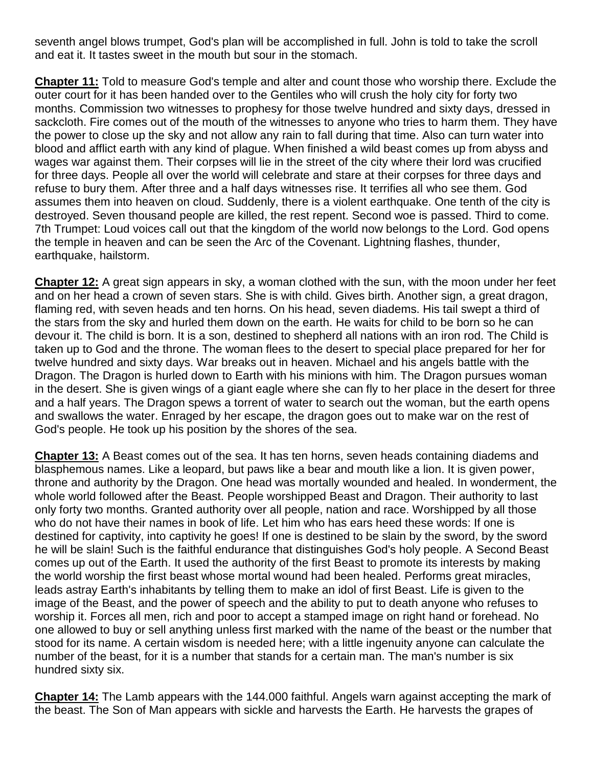seventh angel blows trumpet, God's plan will be accomplished in full. John is told to take the scroll and eat it. It tastes sweet in the mouth but sour in the stomach.

**Chapter 11:** Told to measure God's temple and alter and count those who worship there. Exclude the outer court for it has been handed over to the Gentiles who will crush the holy city for forty two months. Commission two witnesses to prophesy for those twelve hundred and sixty days, dressed in sackcloth. Fire comes out of the mouth of the witnesses to anyone who tries to harm them. They have the power to close up the sky and not allow any rain to fall during that time. Also can turn water into blood and afflict earth with any kind of plague. When finished a wild beast comes up from abyss and wages war against them. Their corpses will lie in the street of the city where their lord was crucified for three days. People all over the world will celebrate and stare at their corpses for three days and refuse to bury them. After three and a half days witnesses rise. It terrifies all who see them. God assumes them into heaven on cloud. Suddenly, there is a violent earthquake. One tenth of the city is destroyed. Seven thousand people are killed, the rest repent. Second woe is passed. Third to come. 7th Trumpet: Loud voices call out that the kingdom of the world now belongs to the Lord. God opens the temple in heaven and can be seen the Arc of the Covenant. Lightning flashes, thunder, earthquake, hailstorm.

**Chapter 12:** A great sign appears in sky, a woman clothed with the sun, with the moon under her feet and on her head a crown of seven stars. She is with child. Gives birth. Another sign, a great dragon, flaming red, with seven heads and ten horns. On his head, seven diadems. His tail swept a third of the stars from the sky and hurled them down on the earth. He waits for child to be born so he can devour it. The child is born. It is a son, destined to shepherd all nations with an iron rod. The Child is taken up to God and the throne. The woman flees to the desert to special place prepared for her for twelve hundred and sixty days. War breaks out in heaven. Michael and his angels battle with the Dragon. The Dragon is hurled down to Earth with his minions with him. The Dragon pursues woman in the desert. She is given wings of a giant eagle where she can fly to her place in the desert for three and a half years. The Dragon spews a torrent of water to search out the woman, but the earth opens and swallows the water. Enraged by her escape, the dragon goes out to make war on the rest of God's people. He took up his position by the shores of the sea.

**Chapter 13:** A Beast comes out of the sea. It has ten horns, seven heads containing diadems and blasphemous names. Like a leopard, but paws like a bear and mouth like a lion. It is given power, throne and authority by the Dragon. One head was mortally wounded and healed. In wonderment, the whole world followed after the Beast. People worshipped Beast and Dragon. Their authority to last only forty two months. Granted authority over all people, nation and race. Worshipped by all those who do not have their names in book of life. Let him who has ears heed these words: If one is destined for captivity, into captivity he goes! If one is destined to be slain by the sword, by the sword he will be slain! Such is the faithful endurance that distinguishes God's holy people. A Second Beast comes up out of the Earth. It used the authority of the first Beast to promote its interests by making the world worship the first beast whose mortal wound had been healed. Performs great miracles, leads astray Earth's inhabitants by telling them to make an idol of first Beast. Life is given to the image of the Beast, and the power of speech and the ability to put to death anyone who refuses to worship it. Forces all men, rich and poor to accept a stamped image on right hand or forehead. No one allowed to buy or sell anything unless first marked with the name of the beast or the number that stood for its name. A certain wisdom is needed here; with a little ingenuity anyone can calculate the number of the beast, for it is a number that stands for a certain man. The man's number is six hundred sixty six.

**Chapter 14:** The Lamb appears with the 144.000 faithful. Angels warn against accepting the mark of the beast. The Son of Man appears with sickle and harvests the Earth. He harvests the grapes of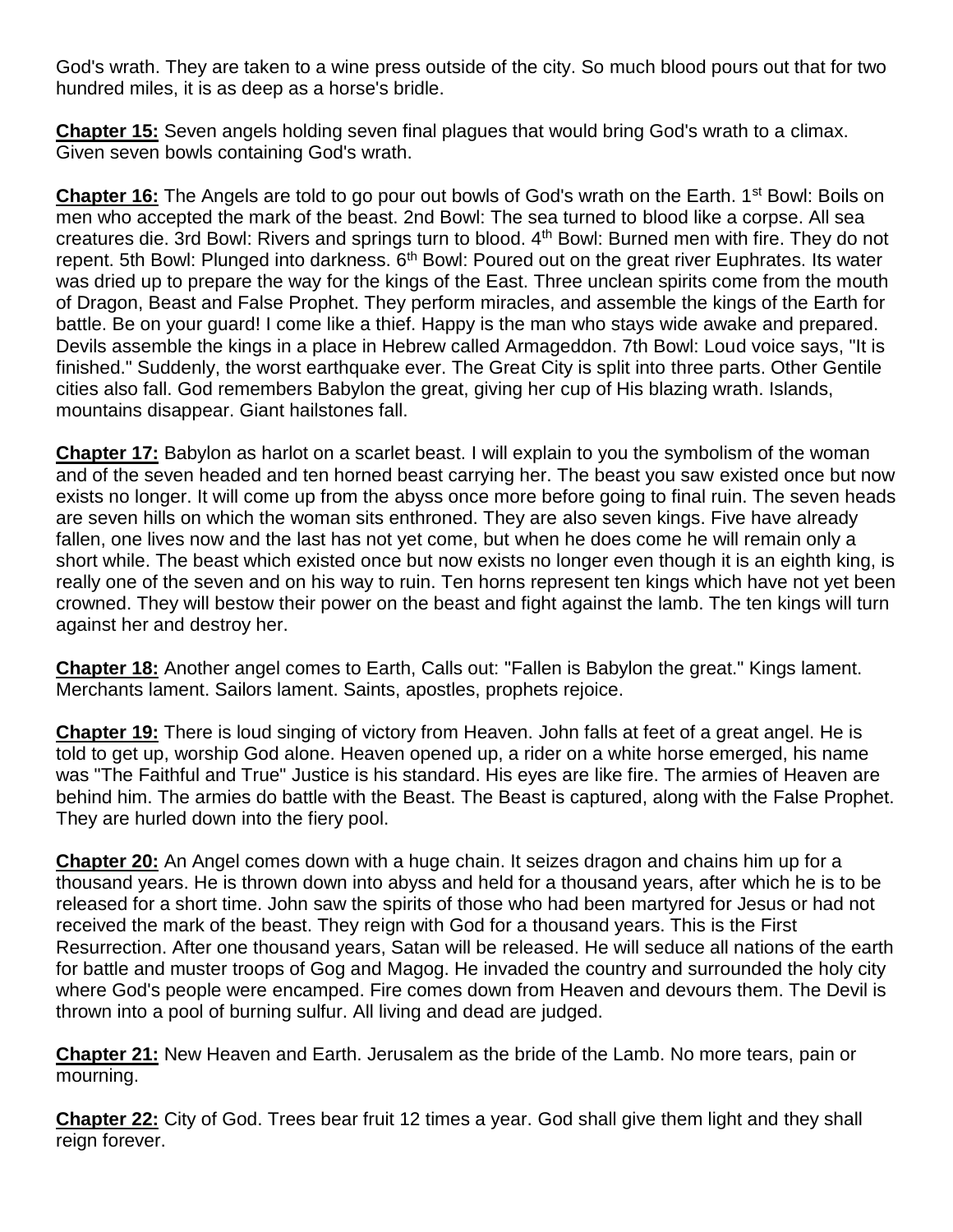God's wrath. They are taken to a wine press outside of the city. So much blood pours out that for two hundred miles, it is as deep as a horse's bridle.

**Chapter 15:** Seven angels holding seven final plagues that would bring God's wrath to a climax. Given seven bowls containing God's wrath.

**Chapter 16:** The Angels are told to go pour out bowls of God's wrath on the Earth. 1st Bowl: Boils on men who accepted the mark of the beast. 2nd Bowl: The sea turned to blood like a corpse. All sea creatures die. 3rd Bowl: Rivers and springs turn to blood. 4th Bowl: Burned men with fire. They do not repent. 5th Bowl: Plunged into darkness. 6th Bowl: Poured out on the great river Euphrates. Its water was dried up to prepare the way for the kings of the East. Three unclean spirits come from the mouth of Dragon, Beast and False Prophet. They perform miracles, and assemble the kings of the Earth for battle. Be on your guard! I come like a thief. Happy is the man who stays wide awake and prepared. Devils assemble the kings in a place in Hebrew called Armageddon. 7th Bowl: Loud voice says, "It is finished." Suddenly, the worst earthquake ever. The Great City is split into three parts. Other Gentile cities also fall. God remembers Babylon the great, giving her cup of His blazing wrath. Islands, mountains disappear. Giant hailstones fall.

**Chapter 17:** Babylon as harlot on a scarlet beast. I will explain to you the symbolism of the woman and of the seven headed and ten horned beast carrying her. The beast you saw existed once but now exists no longer. It will come up from the abyss once more before going to final ruin. The seven heads are seven hills on which the woman sits enthroned. They are also seven kings. Five have already fallen, one lives now and the last has not yet come, but when he does come he will remain only a short while. The beast which existed once but now exists no longer even though it is an eighth king, is really one of the seven and on his way to ruin. Ten horns represent ten kings which have not yet been crowned. They will bestow their power on the beast and fight against the lamb. The ten kings will turn against her and destroy her.

**Chapter 18:** Another angel comes to Earth, Calls out: "Fallen is Babylon the great." Kings lament. Merchants lament. Sailors lament. Saints, apostles, prophets rejoice.

**Chapter 19:** There is loud singing of victory from Heaven. John falls at feet of a great angel. He is told to get up, worship God alone. Heaven opened up, a rider on a white horse emerged, his name was "The Faithful and True" Justice is his standard. His eyes are like fire. The armies of Heaven are behind him. The armies do battle with the Beast. The Beast is captured, along with the False Prophet. They are hurled down into the fiery pool.

**Chapter 20:** An Angel comes down with a huge chain. It seizes dragon and chains him up for a thousand years. He is thrown down into abyss and held for a thousand years, after which he is to be released for a short time. John saw the spirits of those who had been martyred for Jesus or had not received the mark of the beast. They reign with God for a thousand years. This is the First Resurrection. After one thousand years, Satan will be released. He will seduce all nations of the earth for battle and muster troops of Gog and Magog. He invaded the country and surrounded the holy city where God's people were encamped. Fire comes down from Heaven and devours them. The Devil is thrown into a pool of burning sulfur. All living and dead are judged.

**Chapter 21:** New Heaven and Earth. Jerusalem as the bride of the Lamb. No more tears, pain or mourning.

**Chapter 22:** City of God. Trees bear fruit 12 times a year. God shall give them light and they shall reign forever.